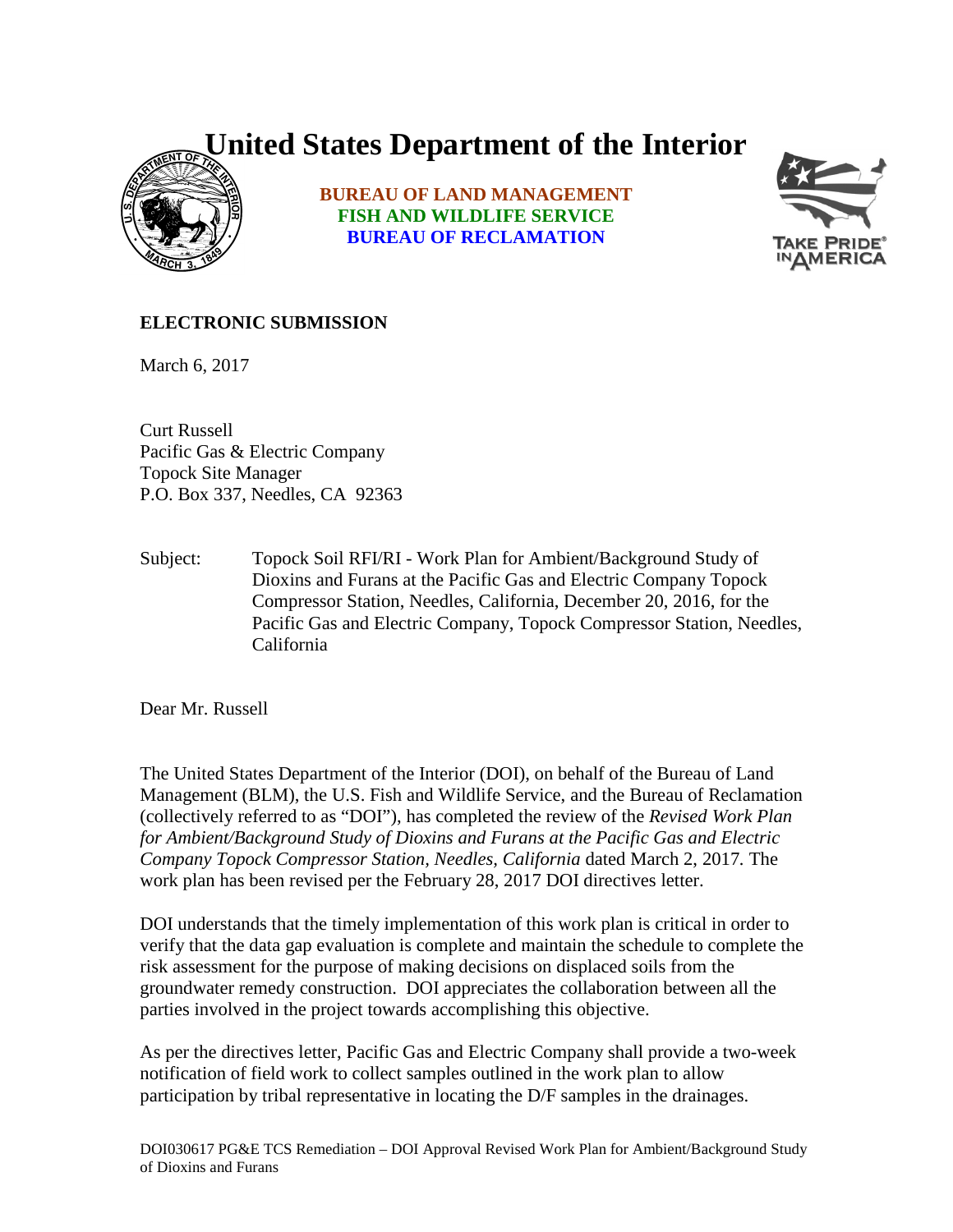# United States Department of the Interior

**BUREAU OF LAND MANAGEMENT**
**FISH AND WILDLIFE SERVICE**
**BUREAU OF RECLAMATION**

**ELECTRONIC SUBMISSION**

March 6, 2017

Curt Russell
Pacific Gas & Electric Company
Topock Site Manager
P.O. Box 337, Needles, CA 92363

Subject: Topock Soil RFI/RI - Work Plan for Ambient/Background Study of Dioxins and Furans at the Pacific Gas and Electric Company Topock Compressor Station, Needles, California, December 20, 2016, for the Pacific Gas and Electric Company, Topock Compressor Station, Needles, California

Dear Mr. Russell

The United States Department of the Interior (DOI), on behalf of the Bureau of Land Management (BLM), the U.S. Fish and Wildlife Service, and the Bureau of Reclamation (collectively referred to as "DOI"), has completed the review of the *Revised Work Plan for Ambient/Background Study of Dioxins and Furans at the Pacific Gas and Electric Company Topock Compressor Station, Needles, California* dated March 2, 2017. The work plan has been revised per the February 28, 2017 DOI directives letter.

DOI understands that the timely implementation of this work plan is critical in order to verify that the data gap evaluation is complete and maintain the schedule to complete the risk assessment for the purpose of making decisions on displaced soils from the groundwater remedy construction. DOI appreciates the collaboration between all the parties involved in the project towards accomplishing this objective.

As per the directives letter, Pacific Gas and Electric Company shall provide a two-week notification of field work to collect samples outlined in the work plan to allow participation by tribal representative in locating the D/F samples in the drainages.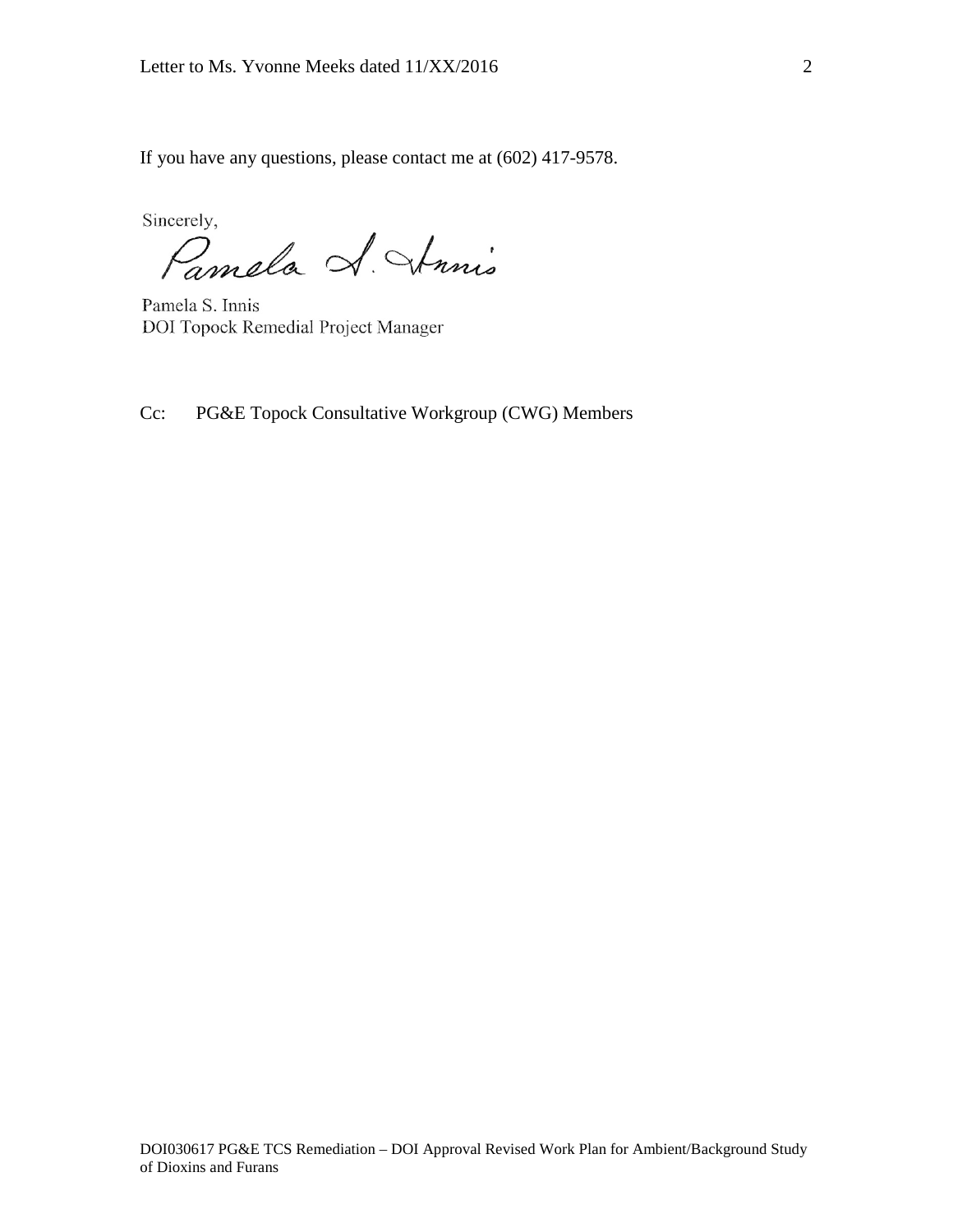If you have any questions, please contact me at (602) 417-9578.

Sincerely,

Pamela S. Innis
DOI Topock Remedial Project Manager

Cc: PG&E Topock Consultative Workgroup (CWG) Members